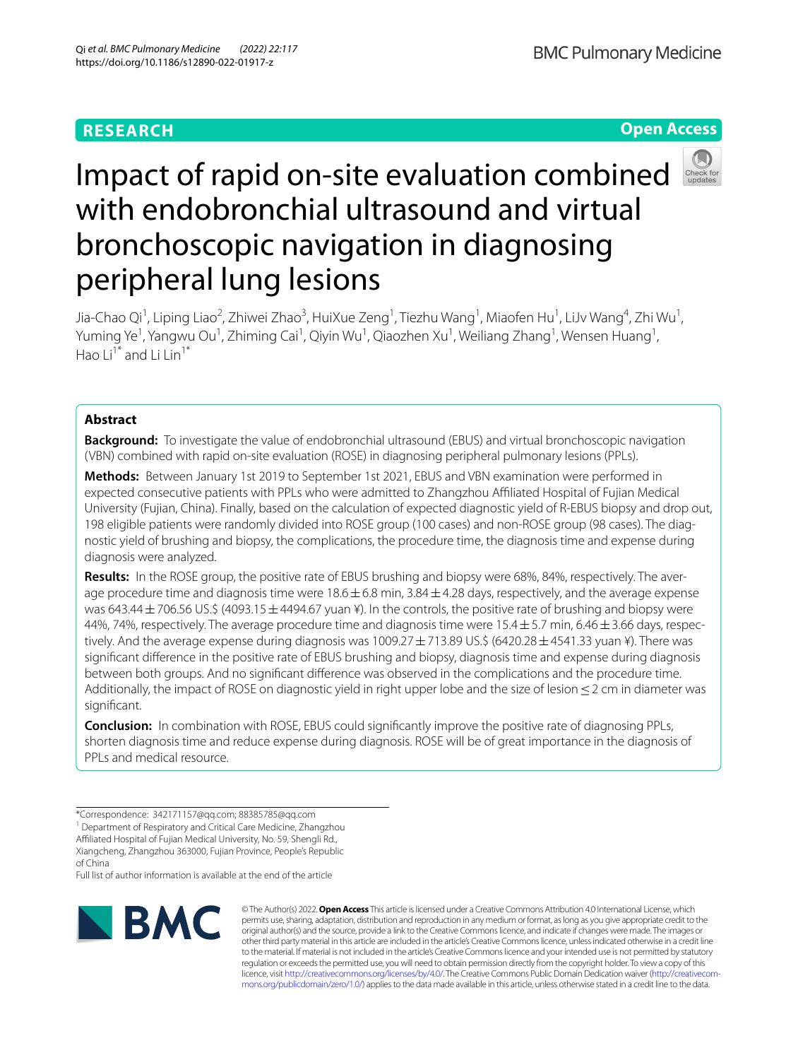RESEARCH

Open Access

# Impact of rapid on-site evaluation combined with endobronchial ultrasound and virtual bronchoscopic navigation in diagnosing peripheral lung lesions

Jia-Chao Qi[1], Liping Liao[2], Zhiwei Zhao[3], HuiXue Zeng[1], Tiezhu Wang[1], Miaofen Hu[1], LiJv Wang[4], Zhi Wu[1], Yuming Ye[1], Yangwu Ou[1], Zhiming Cai[1], Qiyin Wu[1], Qiaozhen Xu[1], Weiliang Zhang[1], Wensen Huang[1], Hao Li[1*] and Li Lin[1*]

## Abstract

**Background:** To investigate the value of endobronchial ultrasound (EBUS) and virtual bronchoscopic navigation (VBN) combined with rapid on-site evaluation (ROSE) in diagnosing peripheral pulmonary lesions (PPLs).

**Methods:** Between January 1st 2019 to September 1st 2021, EBUS and VBN examination were performed in expected consecutive patients with PPLs who were admitted to Zhangzhou Affiliated Hospital of Fujian Medical University (Fujian, China). Finally, based on the calculation of expected diagnostic yield of R-EBUS biopsy and drop out, 198 eligible patients were randomly divided into ROSE group (100 cases) and non-ROSE group (98 cases). The diagnostic yield of brushing and biopsy, the complications, the procedure time, the diagnosis time and expense during diagnosis were analyzed.

**Results:** In the ROSE group, the positive rate of EBUS brushing and biopsy were 68%, 84%, respectively. The average procedure time and diagnosis time were 18.6 ± 6.8 min, 3.84 ± 4.28 days, respectively, and the average expense was 643.44 ± 706.56 US.$ (4093.15 ± 4494.67 yuan ¥). In the controls, the positive rate of brushing and biopsy were 44%, 74%, respectively. The average procedure time and diagnosis time were 15.4 ± 5.7 min, 6.46 ± 3.66 days, respectively. And the average expense during diagnosis was 1009.27 ± 713.89 US.$ (6420.28 ± 4541.33 yuan ¥). There was significant difference in the positive rate of EBUS brushing and biopsy, diagnosis time and expense during diagnosis between both groups. And no significant difference was observed in the complications and the procedure time. Additionally, the impact of ROSE on diagnostic yield in right upper lobe and the size of lesion ≤ 2 cm in diameter was significant.

**Conclusion:** In combination with ROSE, EBUS could significantly improve the positive rate of diagnosing PPLs, shorten diagnosis time and reduce expense during diagnosis. ROSE will be of great importance in the diagnosis of PPLs and medical resource.

*Correspondence: 342171157@qq.com; 88385785@qq.com

[1] Department of Respiratory and Critical Care Medicine, Zhangzhou Affiliated Hospital of Fujian Medical University, No. 59, Shengli Rd., Xiangcheng, Zhangzhou 363000, Fujian Province, People's Republic of China

Full list of author information is available at the end of the article

© The Author(s) 2022. **Open Access** This article is licensed under a Creative Commons Attribution 4.0 International License, which permits use, sharing, adaptation, distribution and reproduction in any medium or format, as long as you give appropriate credit to the original author(s) and the source, provide a link to the Creative Commons licence, and indicate if changes were made. The images or other third party material in this article are included in the article's Creative Commons licence, unless indicated otherwise in a credit line to the material. If material is not included in the article's Creative Commons licence and your intended use is not permitted by statutory regulation or exceeds the permitted use, you will need to obtain permission directly from the copyright holder. To view a copy of this licence, visit http://creativecommons.org/licenses/by/4.0/. The Creative Commons Public Domain Dedication waiver (http://creativecommons.org/publicdomain/zero/1.0/) applies to the data made available in this article, unless otherwise stated in a credit line to the data.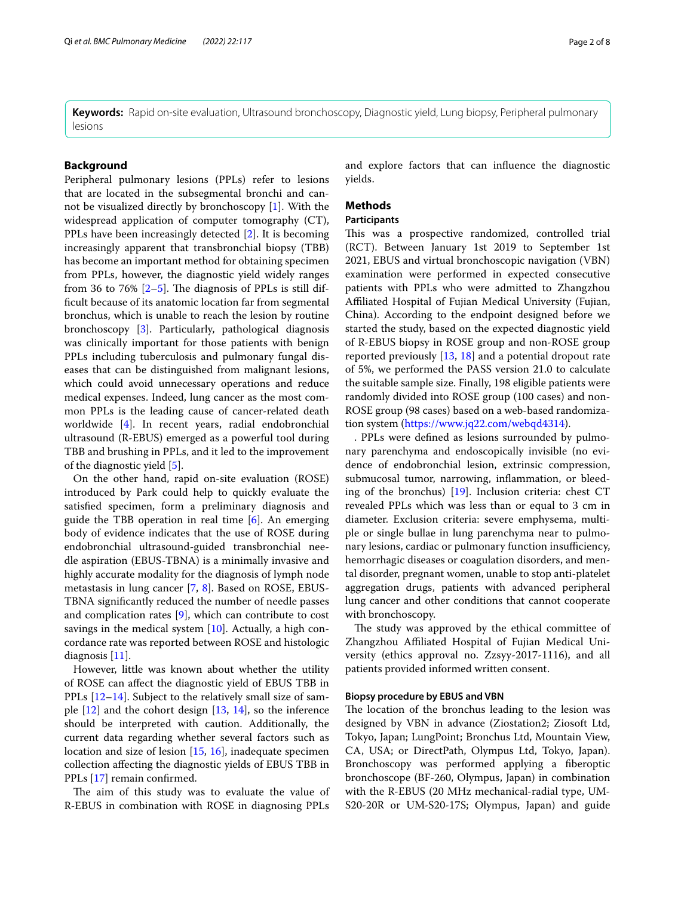**Keywords:** Rapid on-site evaluation, Ultrasound bronchoscopy, Diagnostic yield, Lung biopsy, Peripheral pulmonary lesions

## Background

Peripheral pulmonary lesions (PPLs) refer to lesions that are located in the subsegmental bronchi and cannot be visualized directly by bronchoscopy [1]. With the widespread application of computer tomography (CT), PPLs have been increasingly detected [2]. It is becoming increasingly apparent that transbronchial biopsy (TBB) has become an important method for obtaining specimen from PPLs, however, the diagnostic yield widely ranges from 36 to 76% [2–5]. The diagnosis of PPLs is still difficult because of its anatomic location far from segmental bronchus, which is unable to reach the lesion by routine bronchoscopy [3]. Particularly, pathological diagnosis was clinically important for those patients with benign PPLs including tuberculosis and pulmonary fungal diseases that can be distinguished from malignant lesions, which could avoid unnecessary operations and reduce medical expenses. Indeed, lung cancer as the most common PPLs is the leading cause of cancer-related death worldwide [4]. In recent years, radial endobronchial ultrasound (R-EBUS) emerged as a powerful tool during TBB and brushing in PPLs, and it led to the improvement of the diagnostic yield [5].

On the other hand, rapid on-site evaluation (ROSE) introduced by Park could help to quickly evaluate the satisfied specimen, form a preliminary diagnosis and guide the TBB operation in real time [6]. An emerging body of evidence indicates that the use of ROSE during endobronchial ultrasound-guided transbronchial needle aspiration (EBUS-TBNA) is a minimally invasive and highly accurate modality for the diagnosis of lymph node metastasis in lung cancer [7, 8]. Based on ROSE, EBUS-TBNA significantly reduced the number of needle passes and complication rates [9], which can contribute to cost savings in the medical system [10]. Actually, a high concordance rate was reported between ROSE and histologic diagnosis [11].

However, little was known about whether the utility of ROSE can affect the diagnostic yield of EBUS TBB in PPLs [12–14]. Subject to the relatively small size of sample [12] and the cohort design [13, 14], so the inference should be interpreted with caution. Additionally, the current data regarding whether several factors such as location and size of lesion [15, 16], inadequate specimen collection affecting the diagnostic yields of EBUS TBB in PPLs [17] remain confirmed.

The aim of this study was to evaluate the value of R-EBUS in combination with ROSE in diagnosing PPLs and explore factors that can influence the diagnostic yields.

## Methods

### Participants

This was a prospective randomized, controlled trial (RCT). Between January 1st 2019 to September 1st 2021, EBUS and virtual bronchoscopic navigation (VBN) examination were performed in expected consecutive patients with PPLs who were admitted to Zhangzhou Affiliated Hospital of Fujian Medical University (Fujian, China). According to the endpoint designed before we started the study, based on the expected diagnostic yield of R-EBUS biopsy in ROSE group and non-ROSE group reported previously [13, 18] and a potential dropout rate of 5%, we performed the PASS version 21.0 to calculate the suitable sample size. Finally, 198 eligible patients were randomly divided into ROSE group (100 cases) and non-ROSE group (98 cases) based on a web-based randomization system (https://www.jq22.com/webqd4314).

. PPLs were defined as lesions surrounded by pulmonary parenchyma and endoscopically invisible (no evidence of endobronchial lesion, extrinsic compression, submucosal tumor, narrowing, inflammation, or bleeding of the bronchus) [19]. Inclusion criteria: chest CT revealed PPLs which was less than or equal to 3 cm in diameter. Exclusion criteria: severe emphysema, multiple or single bullae in lung parenchyma near to pulmonary lesions, cardiac or pulmonary function insufficiency, hemorrhagic diseases or coagulation disorders, and mental disorder, pregnant women, unable to stop anti-platelet aggregation drugs, patients with advanced peripheral lung cancer and other conditions that cannot cooperate with bronchoscopy.

The study was approved by the ethical committee of Zhangzhou Affiliated Hospital of Fujian Medical University (ethics approval no. Zzsyy-2017-1116), and all patients provided informed written consent.

### Biopsy procedure by EBUS and VBN

The location of the bronchus leading to the lesion was designed by VBN in advance (Ziostation2; Ziosoft Ltd, Tokyo, Japan; LungPoint; Bronchus Ltd, Mountain View, CA, USA; or DirectPath, Olympus Ltd, Tokyo, Japan). Bronchoscopy was performed applying a fiberoptic bronchoscope (BF-260, Olympus, Japan) in combination with the R-EBUS (20 MHz mechanical-radial type, UM-S20-20R or UM-S20-17S; Olympus, Japan) and guide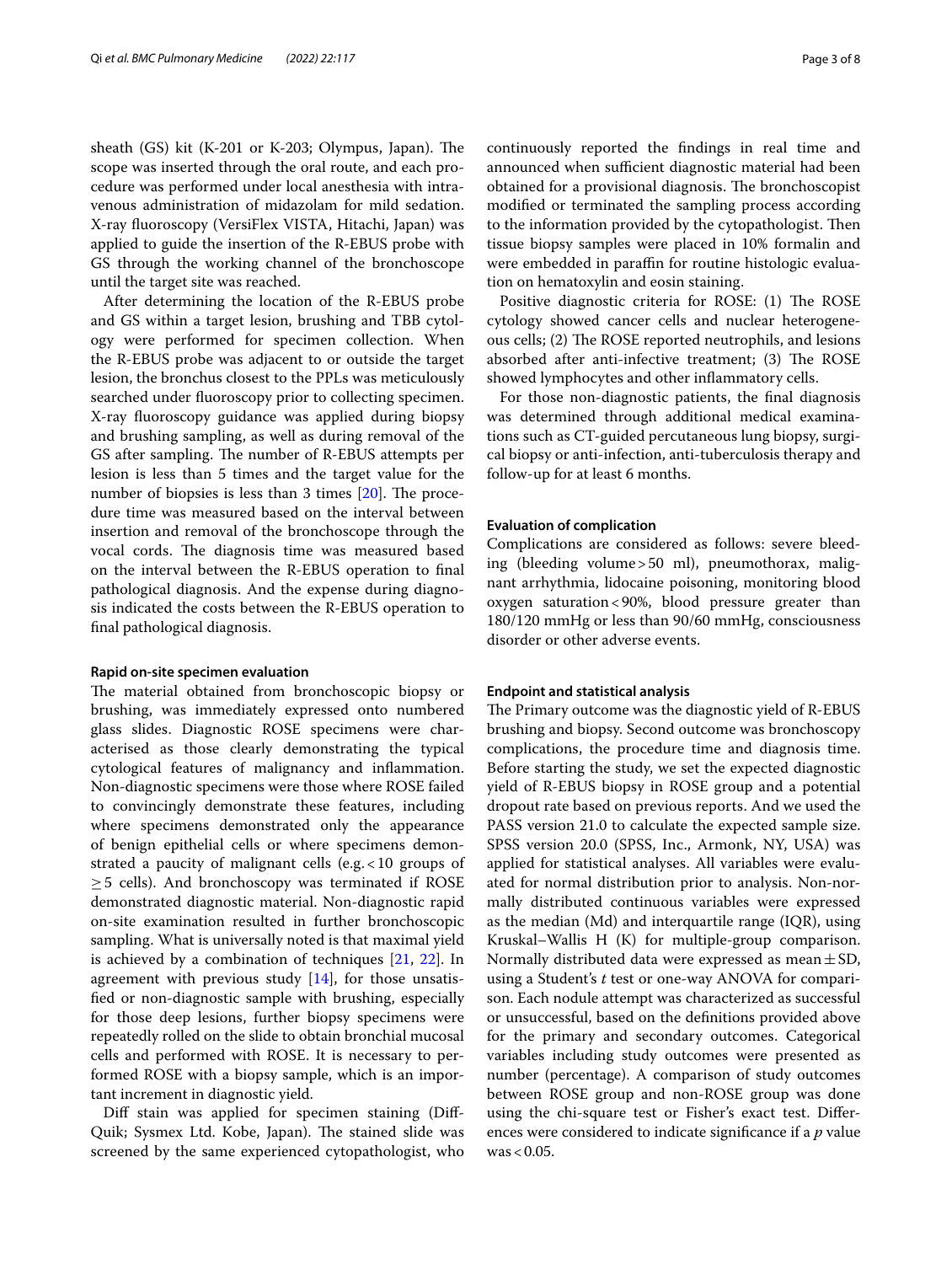sheath (GS) kit (K-201 or K-203; Olympus, Japan). The scope was inserted through the oral route, and each procedure was performed under local anesthesia with intravenous administration of midazolam for mild sedation. X-ray fluoroscopy (VersiFlex VISTA, Hitachi, Japan) was applied to guide the insertion of the R-EBUS probe with GS through the working channel of the bronchoscope until the target site was reached.

After determining the location of the R-EBUS probe and GS within a target lesion, brushing and TBB cytology were performed for specimen collection. When the R-EBUS probe was adjacent to or outside the target lesion, the bronchus closest to the PPLs was meticulously searched under fluoroscopy prior to collecting specimen. X-ray fluoroscopy guidance was applied during biopsy and brushing sampling, as well as during removal of the GS after sampling. The number of R-EBUS attempts per lesion is less than 5 times and the target value for the number of biopsies is less than 3 times [20]. The procedure time was measured based on the interval between insertion and removal of the bronchoscope through the vocal cords. The diagnosis time was measured based on the interval between the R-EBUS operation to final pathological diagnosis. And the expense during diagnosis indicated the costs between the R-EBUS operation to final pathological diagnosis.

### Rapid on-site specimen evaluation

The material obtained from bronchoscopic biopsy or brushing, was immediately expressed onto numbered glass slides. Diagnostic ROSE specimens were characterised as those clearly demonstrating the typical cytological features of malignancy and inflammation. Non-diagnostic specimens were those where ROSE failed to convincingly demonstrate these features, including where specimens demonstrated only the appearance of benign epithelial cells or where specimens demonstrated a paucity of malignant cells (e.g. $< 10$ groups of $\geq 5$ cells). And bronchoscopy was terminated if ROSE demonstrated diagnostic material. Non-diagnostic rapid on-site examination resulted in further bronchoscopic sampling. What is universally noted is that maximal yield is achieved by a combination of techniques [21, 22]. In agreement with previous study [14], for those unsatisfied or non-diagnostic sample with brushing, especially for those deep lesions, further biopsy specimens were repeatedly rolled on the slide to obtain bronchial mucosal cells and performed with ROSE. It is necessary to performed ROSE with a biopsy sample, which is an important increment in diagnostic yield.

Diff stain was applied for specimen staining (Diff-Quik; Sysmex Ltd. Kobe, Japan). The stained slide was screened by the same experienced cytopathologist, who continuously reported the findings in real time and announced when sufficient diagnostic material had been obtained for a provisional diagnosis. The bronchoscopist modified or terminated the sampling process according to the information provided by the cytopathologist. Then tissue biopsy samples were placed in 10% formalin and were embedded in paraffin for routine histologic evaluation on hematoxylin and eosin staining.

Positive diagnostic criteria for ROSE: (1) The ROSE cytology showed cancer cells and nuclear heterogeneous cells; (2) The ROSE reported neutrophils, and lesions absorbed after anti-infective treatment; (3) The ROSE showed lymphocytes and other inflammatory cells.

For those non-diagnostic patients, the final diagnosis was determined through additional medical examinations such as CT-guided percutaneous lung biopsy, surgical biopsy or anti-infection, anti-tuberculosis therapy and follow-up for at least 6 months.

### Evaluation of complication

Complications are considered as follows: severe bleeding (bleeding volume $> 50$ ml), pneumothorax, malignant arrhythmia, lidocaine poisoning, monitoring blood oxygen saturation $< 90\%$, blood pressure greater than 180/120 mmHg or less than 90/60 mmHg, consciousness disorder or other adverse events.

### Endpoint and statistical analysis

The Primary outcome was the diagnostic yield of R-EBUS brushing and biopsy. Second outcome was bronchoscopy complications, the procedure time and diagnosis time. Before starting the study, we set the expected diagnostic yield of R-EBUS biopsy in ROSE group and a potential dropout rate based on previous reports. And we used the PASS version 21.0 to calculate the expected sample size. SPSS version 20.0 (SPSS, Inc., Armonk, NY, USA) was applied for statistical analyses. All variables were evaluated for normal distribution prior to analysis. Non-normally distributed continuous variables were expressed as the median (Md) and interquartile range (IQR), using Kruskal–Wallis H (K) for multiple-group comparison. Normally distributed data were expressed as mean $\pm$ SD, using a Student's *t* test or one-way ANOVA for comparison. Each nodule attempt was characterized as successful or unsuccessful, based on the definitions provided above for the primary and secondary outcomes. Categorical variables including study outcomes were presented as number (percentage). A comparison of study outcomes between ROSE group and non-ROSE group was done using the chi-square test or Fisher's exact test. Differences were considered to indicate significance if a $p$ value was $< 0.05$.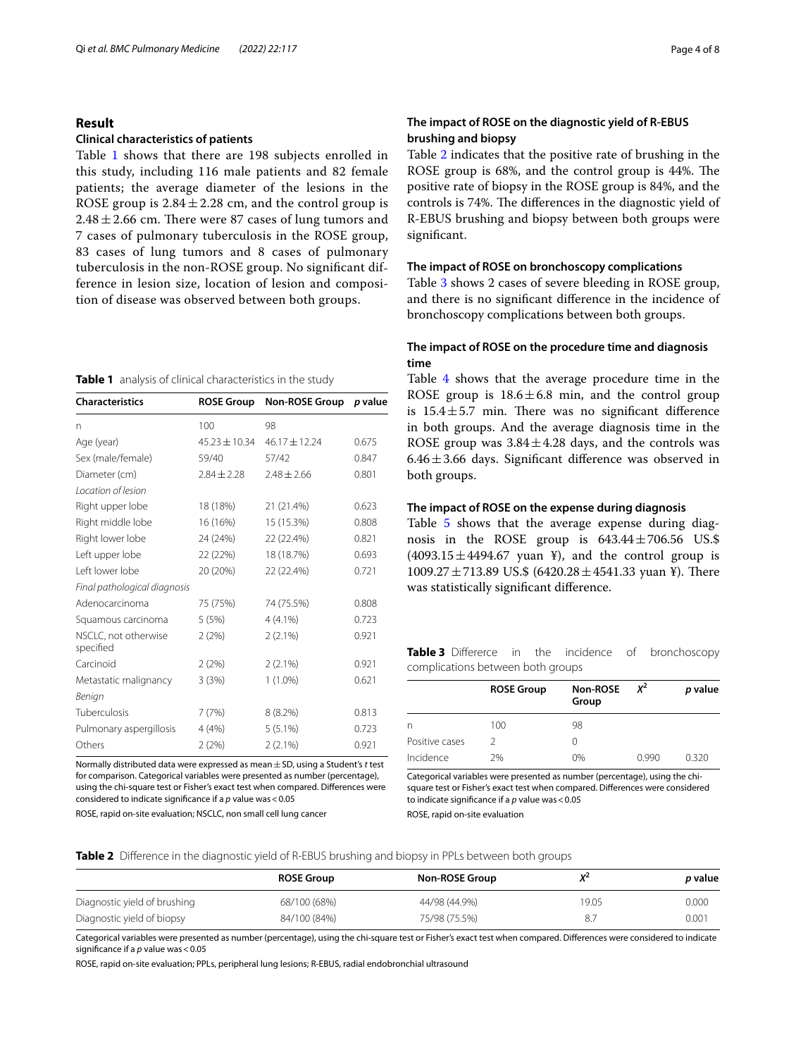## Result

### Clinical characteristics of patients

Table 1 shows that there are 198 subjects enrolled in this study, including 116 male patients and 82 female patients; the average diameter of the lesions in the ROSE group is $2.84 \pm 2.28$ cm, and the control group is $2.48 \pm 2.66$ cm. There were 87 cases of lung tumors and 7 cases of pulmonary tuberculosis in the ROSE group, 83 cases of lung tumors and 8 cases of pulmonary tuberculosis in the non-ROSE group. No significant difference in lesion size, location of lesion and composition of disease was observed between both groups.

**Table 1** analysis of clinical characteristics in the study

| Characteristics | ROSE Group | Non-ROSE Group | *p* value |
|---|---|---|---|
| n | 100 | 98 | |
| Age (year) | $45.23 \pm 10.34$ | $46.17 \pm 12.24$ | 0.675 |
| Sex (male/female) | 59/40 | 57/42 | 0.847 |
| Diameter (cm) | $2.84 \pm 2.28$ | $2.48 \pm 2.66$ | 0.801 |
| *Location of lesion* | | | |
| Right upper lobe | 18 (18%) | 21 (21.4%) | 0.623 |
| Right middle lobe | 16 (16%) | 15 (15.3%) | 0.808 |
| Right lower lobe | 24 (24%) | 22 (22.4%) | 0.821 |
| Left upper lobe | 22 (22%) | 18 (18.7%) | 0.693 |
| Left lower lobe | 20 (20%) | 22 (22.4%) | 0.721 |
| *Final pathological diagnosis* | | | |
| Adenocarcinoma | 75 (75%) | 74 (75.5%) | 0.808 |
| Squamous carcinoma | 5 (5%) | 4 (4.1%) | 0.723 |
| NSCLC, not otherwise specified | 2 (2%) | 2 (2.1%) | 0.921 |
| Carcinoid | 2 (2%) | 2 (2.1%) | 0.921 |
| Metastatic malignancy | 3 (3%) | 1 (1.0%) | 0.621 |
| *Benign* | | | |
| Tuberculosis | 7 (7%) | 8 (8.2%) | 0.813 |
| Pulmonary aspergillosis | 4 (4%) | 5 (5.1%) | 0.723 |
| Others | 2 (2%) | 2 (2.1%) | 0.921 |

Normally distributed data were expressed as mean ± SD, using a Student's *t* test for comparison. Categorical variables were presented as number (percentage), using the chi-square test or Fisher's exact test when compared. Differences were considered to indicate significance if a *p* value was < 0.05

ROSE, rapid on-site evaluation; NSCLC, non small cell lung cancer

### The impact of ROSE on the diagnostic yield of R-EBUS brushing and biopsy

Table 2 indicates that the positive rate of brushing in the ROSE group is 68%, and the control group is 44%. The positive rate of biopsy in the ROSE group is 84%, and the controls is 74%. The differences in the diagnostic yield of R-EBUS brushing and biopsy between both groups were significant.

### The impact of ROSE on bronchoscopy complications

Table 3 shows 2 cases of severe bleeding in ROSE group, and there is no significant difference in the incidence of bronchoscopy complications between both groups.

### The impact of ROSE on the procedure time and diagnosis time

Table 4 shows that the average procedure time in the ROSE group is $18.6 \pm 6.8$ min, and the control group is $15.4 \pm 5.7$ min. There was no significant difference in both groups. And the average diagnosis time in the ROSE group was $3.84 \pm 4.28$ days, and the controls was $6.46 \pm 3.66$ days. Significant difference was observed in both groups.

### The impact of ROSE on the expense during diagnosis

Table 5 shows that the average expense during diagnosis in the ROSE group is $643.44 \pm 706.56$ US.$ ($4093.15 \pm 4494.67$ yuan ¥), and the control group is $1009.27 \pm 713.89$ US.$ ($6420.28 \pm 4541.33$ yuan ¥). There was statistically significant difference.

**Table 3** Differerce in the incidence of bronchoscopy complications between both groups

| | ROSE Group | Non-ROSE Group | $X^2$ | *p* value |
|---|---|---|---|---|
| n | 100 | 98 | | |
| Positive cases | 2 | 0 | | |
| Incidence | 2% | 0% | 0.990 | 0.320 |

Categorical variables were presented as number (percentage), using the chi-square test or Fisher's exact test when compared. Differences were considered to indicate significance if a *p* value was < 0.05

ROSE, rapid on-site evaluation

**Table 2** Difference in the diagnostic yield of R-EBUS brushing and biopsy in PPLs between both groups

| | ROSE Group | Non-ROSE Group | $X^2$ | *p* value |
|---|---|---|---|---|
| Diagnostic yield of brushing | 68/100 (68%) | 44/98 (44.9%) | 19.05 | 0.000 |
| Diagnostic yield of biopsy | 84/100 (84%) | 75/98 (75.5%) | 8.7 | 0.001 |

Categorical variables were presented as number (percentage), using the chi-square test or Fisher's exact test when compared. Differences were considered to indicate significance if a *p* value was < 0.05

ROSE, rapid on-site evaluation; PPLs, peripheral lung lesions; R-EBUS, radial endobronchial ultrasound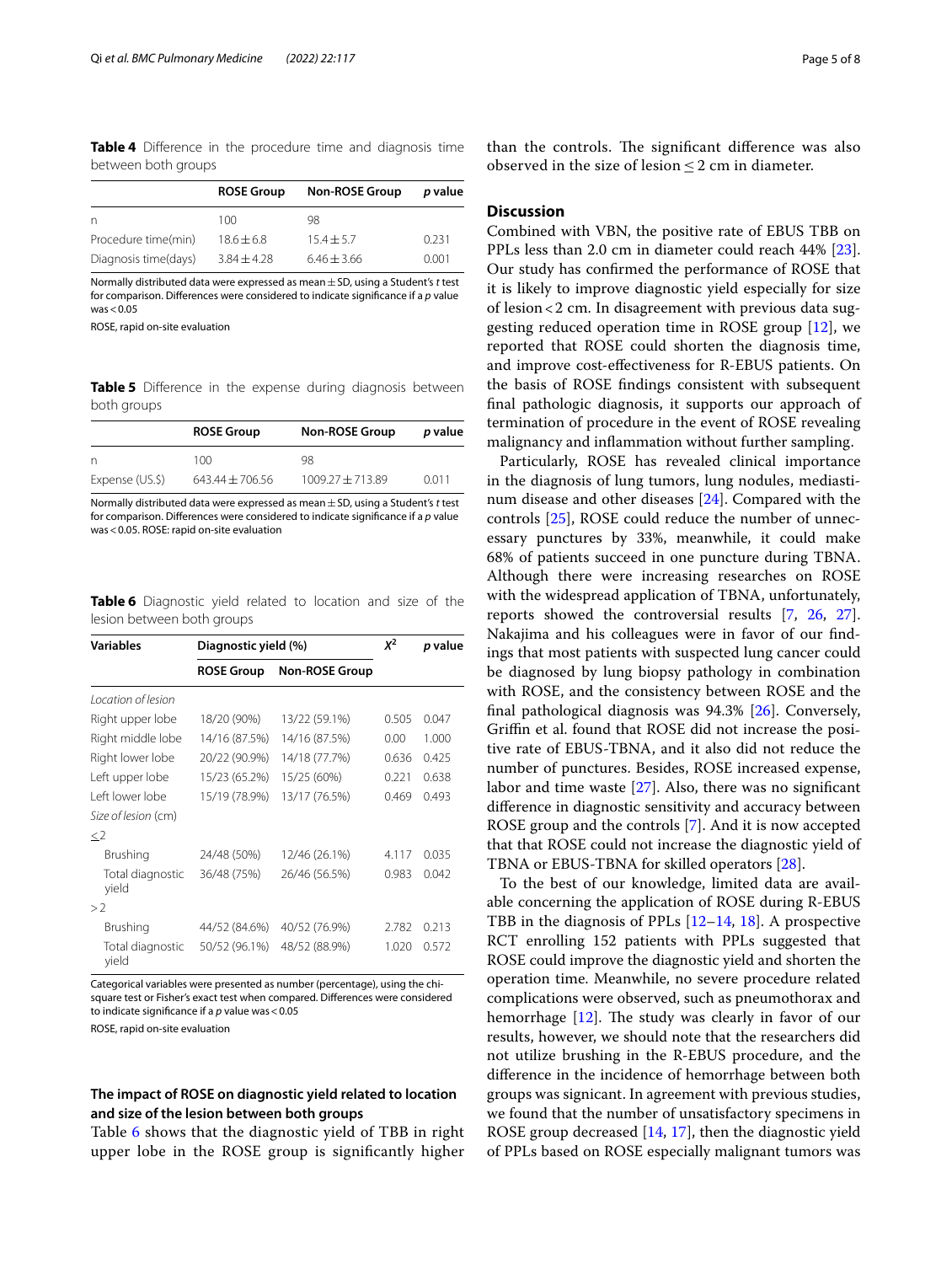**Table 4** Difference in the procedure time and diagnosis time between both groups

| | ROSE Group | Non-ROSE Group | *p* value |
|---|---|---|---|
| n | 100 | 98 | |
| Procedure time(min) | 18.6 ± 6.8 | 15.4 ± 5.7 | 0.231 |
| Diagnosis time(days) | 3.84 ± 4.28 | 6.46 ± 3.66 | 0.001 |

Normally distributed data were expressed as mean ± SD, using a Student's *t* test for comparison. Differences were considered to indicate significance if a *p* value was < 0.05

ROSE, rapid on-site evaluation

**Table 5** Difference in the expense during diagnosis between both groups

| | ROSE Group | Non-ROSE Group | *p* value |
|---|---|---|---|
| n | 100 | 98 | |
| Expense (US.$) | 643.44 ± 706.56 | 1009.27 ± 713.89 | 0.011 |

Normally distributed data were expressed as mean ± SD, using a Student's *t* test for comparison. Differences were considered to indicate significance if a *p* value was < 0.05. ROSE: rapid on-site evaluation

**Table 6** Diagnostic yield related to location and size of the lesion between both groups

| Variables | Diagnostic yield (%) | | $X^2$ | *p* value |
|---|---|---|---|---|
| | ROSE Group | Non-ROSE Group | | |
| *Location of lesion* | | | | |
| Right upper lobe | 18/20 (90%) | 13/22 (59.1%) | 0.505 | 0.047 |
| Right middle lobe | 14/16 (87.5%) | 14/16 (87.5%) | 0.00 | 1.000 |
| Right lower lobe | 20/22 (90.9%) | 14/18 (77.7%) | 0.636 | 0.425 |
| Left upper lobe | 15/23 (65.2%) | 15/25 (60%) | 0.221 | 0.638 |
| Left lower lobe | 15/19 (78.9%) | 13/17 (76.5%) | 0.469 | 0.493 |
| *Size of lesion* (cm) | | | | |
| ≤2 | | | | |
| Brushing | 24/48 (50%) | 12/46 (26.1%) | 4.117 | 0.035 |
| Total diagnostic yield | 36/48 (75%) | 26/46 (56.5%) | 0.983 | 0.042 |
| > 2 | | | | |
| Brushing | 44/52 (84.6%) | 40/52 (76.9%) | 2.782 | 0.213 |
| Total diagnostic yield | 50/52 (96.1%) | 48/52 (88.9%) | 1.020 | 0.572 |

Categorical variables were presented as number (percentage), using the chi-square test or Fisher's exact test when compared. Differences were considered to indicate significance if a *p* value was < 0.05

ROSE, rapid on-site evaluation

### The impact of ROSE on diagnostic yield related to location and size of the lesion between both groups

Table 6 shows that the diagnostic yield of TBB in right upper lobe in the ROSE group is significantly higher than the controls. The significant difference was also observed in the size of lesion ≤ 2 cm in diameter.

## Discussion

Combined with VBN, the positive rate of EBUS TBB on PPLs less than 2.0 cm in diameter could reach 44% [23]. Our study has confirmed the performance of ROSE that it is likely to improve diagnostic yield especially for size of lesion < 2 cm. In disagreement with previous data suggesting reduced operation time in ROSE group [12], we reported that ROSE could shorten the diagnosis time, and improve cost-effectiveness for R-EBUS patients. On the basis of ROSE findings consistent with subsequent final pathologic diagnosis, it supports our approach of termination of procedure in the event of ROSE revealing malignancy and inflammation without further sampling.

Particularly, ROSE has revealed clinical importance in the diagnosis of lung tumors, lung nodules, mediastinum disease and other diseases [24]. Compared with the controls [25], ROSE could reduce the number of unnecessary punctures by 33%, meanwhile, it could make 68% of patients succeed in one puncture during TBNA. Although there were increasing researches on ROSE with the widespread application of TBNA, unfortunately, reports showed the controversial results [7, 26, 27]. Nakajima and his colleagues were in favor of our findings that most patients with suspected lung cancer could be diagnosed by lung biopsy pathology in combination with ROSE, and the consistency between ROSE and the final pathological diagnosis was 94.3% [26]. Conversely, Griffin et al. found that ROSE did not increase the positive rate of EBUS-TBNA, and it also did not reduce the number of punctures. Besides, ROSE increased expense, labor and time waste [27]. Also, there was no significant difference in diagnostic sensitivity and accuracy between ROSE group and the controls [7]. And it is now accepted that that ROSE could not increase the diagnostic yield of TBNA or EBUS-TBNA for skilled operators [28].

To the best of our knowledge, limited data are available concerning the application of ROSE during R-EBUS TBB in the diagnosis of PPLs [12–14, 18]. A prospective RCT enrolling 152 patients with PPLs suggested that ROSE could improve the diagnostic yield and shorten the operation time. Meanwhile, no severe procedure related complications were observed, such as pneumothorax and hemorrhage [12]. The study was clearly in favor of our results, however, we should note that the researchers did not utilize brushing in the R-EBUS procedure, and the difference in the incidence of hemorrhage between both groups was signicant. In agreement with previous studies, we found that the number of unsatisfactory specimens in ROSE group decreased [14, 17], then the diagnostic yield of PPLs based on ROSE especially malignant tumors was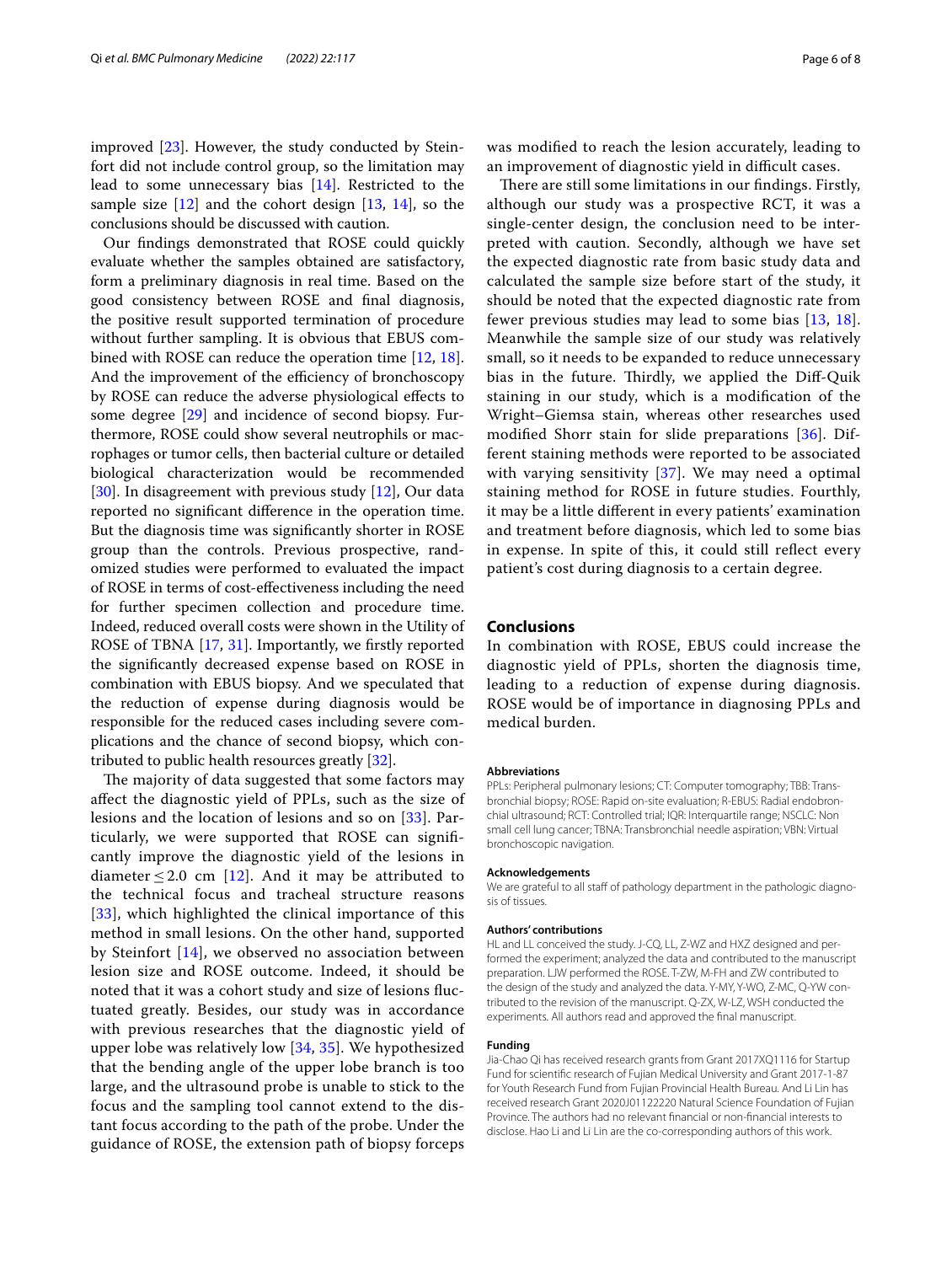improved [23]. However, the study conducted by Steinfort did not include control group, so the limitation may lead to some unnecessary bias [14]. Restricted to the sample size [12] and the cohort design [13, 14], so the conclusions should be discussed with caution.

Our findings demonstrated that ROSE could quickly evaluate whether the samples obtained are satisfactory, form a preliminary diagnosis in real time. Based on the good consistency between ROSE and final diagnosis, the positive result supported termination of procedure without further sampling. It is obvious that EBUS combined with ROSE can reduce the operation time [12, 18]. And the improvement of the efficiency of bronchoscopy by ROSE can reduce the adverse physiological effects to some degree [29] and incidence of second biopsy. Furthermore, ROSE could show several neutrophils or macrophages or tumor cells, then bacterial culture or detailed biological characterization would be recommended [30]. In disagreement with previous study [12], Our data reported no significant difference in the operation time. But the diagnosis time was significantly shorter in ROSE group than the controls. Previous prospective, randomized studies were performed to evaluated the impact of ROSE in terms of cost-effectiveness including the need for further specimen collection and procedure time. Indeed, reduced overall costs were shown in the Utility of ROSE of TBNA [17, 31]. Importantly, we firstly reported the significantly decreased expense based on ROSE in combination with EBUS biopsy. And we speculated that the reduction of expense during diagnosis would be responsible for the reduced cases including severe complications and the chance of second biopsy, which contributed to public health resources greatly [32].

The majority of data suggested that some factors may affect the diagnostic yield of PPLs, such as the size of lesions and the location of lesions and so on [33]. Particularly, we were supported that ROSE can significantly improve the diagnostic yield of the lesions in diameter $\leq 2.0$ cm [12]. And it may be attributed to the technical focus and tracheal structure reasons [33], which highlighted the clinical importance of this method in small lesions. On the other hand, supported by Steinfort [14], we observed no association between lesion size and ROSE outcome. Indeed, it should be noted that it was a cohort study and size of lesions fluctuated greatly. Besides, our study was in accordance with previous researches that the diagnostic yield of upper lobe was relatively low [34, 35]. We hypothesized that the bending angle of the upper lobe branch is too large, and the ultrasound probe is unable to stick to the focus and the sampling tool cannot extend to the distant focus according to the path of the probe. Under the guidance of ROSE, the extension path of biopsy forceps was modified to reach the lesion accurately, leading to an improvement of diagnostic yield in difficult cases.

There are still some limitations in our findings. Firstly, although our study was a prospective RCT, it was a single-center design, the conclusion need to be interpreted with caution. Secondly, although we have set the expected diagnostic rate from basic study data and calculated the sample size before start of the study, it should be noted that the expected diagnostic rate from fewer previous studies may lead to some bias [13, 18]. Meanwhile the sample size of our study was relatively small, so it needs to be expanded to reduce unnecessary bias in the future. Thirdly, we applied the Diff-Quik staining in our study, which is a modification of the Wright–Giemsa stain, whereas other researches used modified Shorr stain for slide preparations [36]. Different staining methods were reported to be associated with varying sensitivity [37]. We may need a optimal staining method for ROSE in future studies. Fourthly, it may be a little different in every patients' examination and treatment before diagnosis, which led to some bias in expense. In spite of this, it could still reflect every patient's cost during diagnosis to a certain degree.

## Conclusions

In combination with ROSE, EBUS could increase the diagnostic yield of PPLs, shorten the diagnosis time, leading to a reduction of expense during diagnosis. ROSE would be of importance in diagnosing PPLs and medical burden.

#### Abbreviations

PPLs: Peripheral pulmonary lesions; CT: Computer tomography; TBB: Transbronchial biopsy; ROSE: Rapid on-site evaluation; R-EBUS: Radial endobronchial ultrasound; RCT: Controlled trial; IQR: Interquartile range; NSCLC: Non small cell lung cancer; TBNA: Transbronchial needle aspiration; VBN: Virtual bronchoscopic navigation.

#### Acknowledgements

We are grateful to all staff of pathology department in the pathologic diagnosis of tissues.

#### Authors' contributions

HL and LL conceived the study. J-CQ, LL, Z-WZ and HXZ designed and performed the experiment; analyzed the data and contributed to the manuscript preparation. LJW performed the ROSE. T-ZW, M-FH and ZW contributed to the design of the study and analyzed the data. Y-MY, Y-WO, Z-MC, Q-YW contributed to the revision of the manuscript. Q-ZX, W-LZ, WSH conducted the experiments. All authors read and approved the final manuscript.

#### Funding

Jia-Chao Qi has received research grants from Grant 2017XQ1116 for Startup Fund for scientific research of Fujian Medical University and Grant 2017-1-87 for Youth Research Fund from Fujian Provincial Health Bureau. And Li Lin has received research Grant 2020J01122220 Natural Science Foundation of Fujian Province. The authors had no relevant financial or non-financial interests to disclose. Hao Li and Li Lin are the co-corresponding authors of this work.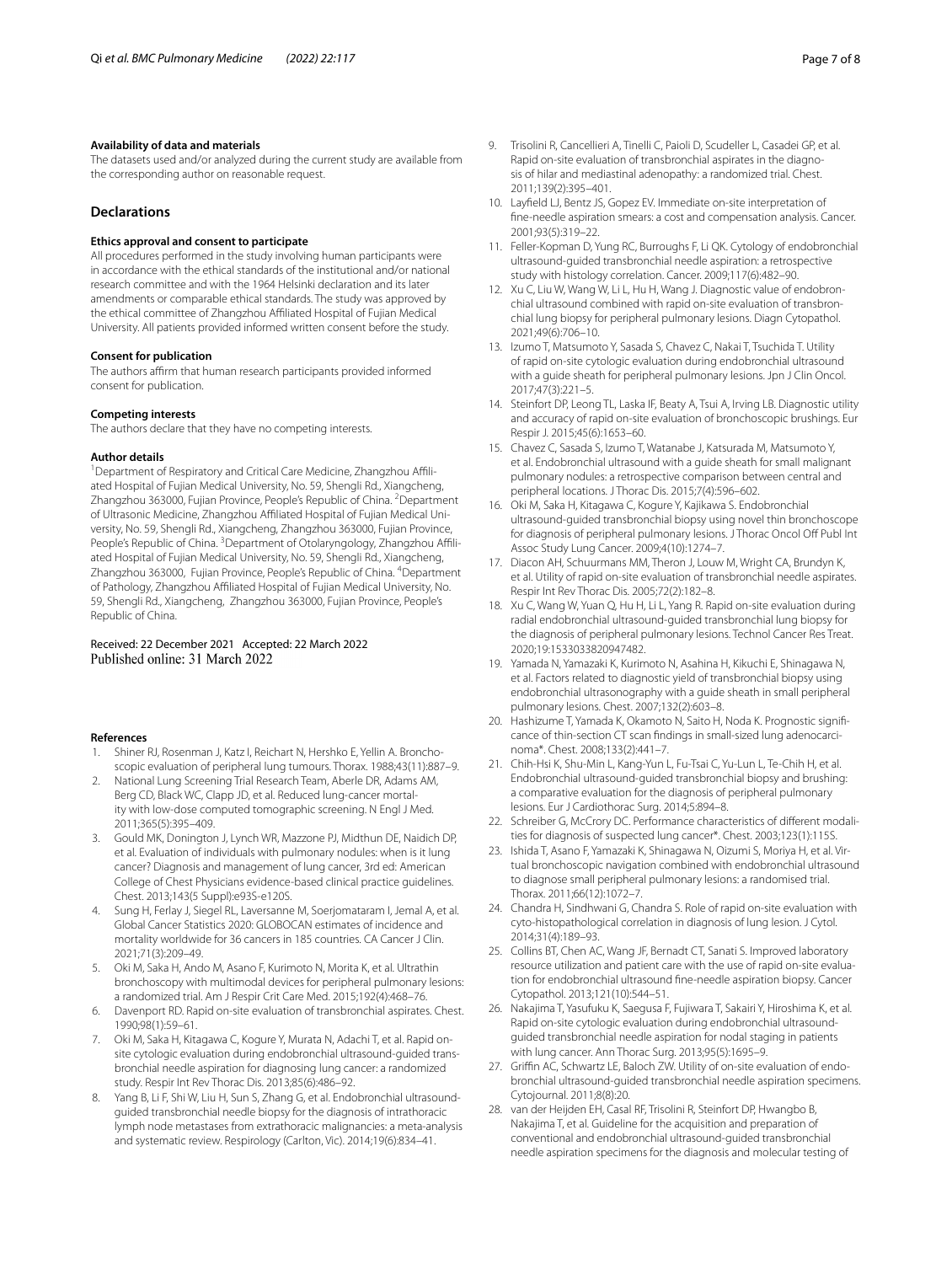#### Availability of data and materials

The datasets used and/or analyzed during the current study are available from the corresponding author on reasonable request.

## Declarations

#### Ethics approval and consent to participate

All procedures performed in the study involving human participants were in accordance with the ethical standards of the institutional and/or national research committee and with the 1964 Helsinki declaration and its later amendments or comparable ethical standards. The study was approved by the ethical committee of Zhangzhou Affiliated Hospital of Fujian Medical University. All patients provided informed written consent before the study.

#### Consent for publication

The authors affirm that human research participants provided informed consent for publication.

#### Competing interests

The authors declare that they have no competing interests.

#### Author details

[1]Department of Respiratory and Critical Care Medicine, Zhangzhou Affiliated Hospital of Fujian Medical University, No. 59, Shengli Rd., Xiangcheng, Zhangzhou 363000, Fujian Province, People's Republic of China. [2]Department of Ultrasonic Medicine, Zhangzhou Affiliated Hospital of Fujian Medical University, No. 59, Shengli Rd., Xiangcheng, Zhangzhou 363000, Fujian Province, People's Republic of China. [3]Department of Otolaryngology, Zhangzhou Affiliated Hospital of Fujian Medical University, No. 59, Shengli Rd., Xiangcheng, Zhangzhou 363000, Fujian Province, People's Republic of China. [4]Department of Pathology, Zhangzhou Affiliated Hospital of Fujian Medical University, No. 59, Shengli Rd., Xiangcheng, Zhangzhou 363000, Fujian Province, People's Republic of China.

Received: 22 December 2021 Accepted: 22 March 2022
Published online: 31 March 2022

#### References

1. Shiner RJ, Rosenman J, Katz I, Reichart N, Hershko E, Yellin A. Bronchoscopic evaluation of peripheral lung tumours. Thorax. 1988;43(11):887–9.
2. National Lung Screening Trial Research Team, Aberle DR, Adams AM, Berg CD, Black WC, Clapp JD, et al. Reduced lung-cancer mortality with low-dose computed tomographic screening. N Engl J Med. 2011;365(5):395–409.
3. Gould MK, Donington J, Lynch WR, Mazzone PJ, Midthun DE, Naidich DP, et al. Evaluation of individuals with pulmonary nodules: when is it lung cancer? Diagnosis and management of lung cancer, 3rd ed: American College of Chest Physicians evidence-based clinical practice guidelines. Chest. 2013;143(5 Suppl):e93S-e120S.
4. Sung H, Ferlay J, Siegel RL, Laversanne M, Soerjomataram I, Jemal A, et al. Global Cancer Statistics 2020: GLOBOCAN estimates of incidence and mortality worldwide for 36 cancers in 185 countries. CA Cancer J Clin. 2021;71(3):209–49.
5. Oki M, Saka H, Ando M, Asano F, Kurimoto N, Morita K, et al. Ultrathin bronchoscopy with multimodal devices for peripheral pulmonary lesions: a randomized trial. Am J Respir Crit Care Med. 2015;192(4):468–76.
6. Davenport RD. Rapid on-site evaluation of transbronchial aspirates. Chest. 1990;98(1):59–61.
7. Oki M, Saka H, Kitagawa C, Kogure Y, Murata N, Adachi T, et al. Rapid on-site cytologic evaluation during endobronchial ultrasound-guided transbronchial needle aspiration for diagnosing lung cancer: a randomized study. Respir Int Rev Thorac Dis. 2013;85(6):486–92.
8. Yang B, Li F, Shi W, Liu H, Sun S, Zhang G, et al. Endobronchial ultrasound-guided transbronchial needle biopsy for the diagnosis of intrathoracic lymph node metastases from extrathoracic malignancies: a meta-analysis and systematic review. Respirology (Carlton, Vic). 2014;19(6):834–41.
9. Trisolini R, Cancellieri A, Tinelli C, Paioli D, Scudeller L, Casadei GP, et al. Rapid on-site evaluation of transbronchial aspirates in the diagnosis of hilar and mediastinal adenopathy: a randomized trial. Chest. 2011;139(2):395–401.
10. Layfield LJ, Bentz JS, Gopez EV. Immediate on-site interpretation of fine-needle aspiration smears: a cost and compensation analysis. Cancer. 2001;93(5):319–22.
11. Feller-Kopman D, Yung RC, Burroughs F, Li QK. Cytology of endobronchial ultrasound-guided transbronchial needle aspiration: a retrospective study with histology correlation. Cancer. 2009;117(6):482–90.
12. Xu C, Liu W, Wang W, Li L, Hu H, Wang J. Diagnostic value of endobronchial ultrasound combined with rapid on-site evaluation of transbronchial lung biopsy for peripheral pulmonary lesions. Diagn Cytopathol. 2021;49(6):706–10.
13. Izumo T, Matsumoto Y, Sasada S, Chavez C, Nakai T, Tsuchida T. Utility of rapid on-site cytologic evaluation during endobronchial ultrasound with a guide sheath for peripheral pulmonary lesions. Jpn J Clin Oncol. 2017;47(3):221–5.
14. Steinfort DP, Leong TL, Laska IF, Beaty A, Tsui A, Irving LB. Diagnostic utility and accuracy of rapid on-site evaluation of bronchoscopic brushings. Eur Respir J. 2015;45(6):1653–60.
15. Chavez C, Sasada S, Izumo T, Watanabe J, Katsurada M, Matsumoto Y, et al. Endobronchial ultrasound with a guide sheath for small malignant pulmonary nodules: a retrospective comparison between central and peripheral locations. J Thorac Dis. 2015;7(4):596–602.
16. Oki M, Saka H, Kitagawa C, Kogure Y, Kajikawa S. Endobronchial ultrasound-guided transbronchial biopsy using novel thin bronchoscope for diagnosis of peripheral pulmonary lesions. J Thorac Oncol Off Publ Int Assoc Study Lung Cancer. 2009;4(10):1274–7.
17. Diacon AH, Schuurmans MM, Theron J, Louw M, Wright CA, Brundyn K, et al. Utility of rapid on-site evaluation of transbronchial needle aspirates. Respir Int Rev Thorac Dis. 2005;72(2):182–8.
18. Xu C, Wang W, Yuan Q, Hu H, Li L, Yang R. Rapid on-site evaluation during radial endobronchial ultrasound-guided transbronchial lung biopsy for the diagnosis of peripheral pulmonary lesions. Technol Cancer Res Treat. 2020;19:1533033820947482.
19. Yamada N, Yamazaki K, Kurimoto N, Asahina H, Kikuchi E, Shinagawa N, et al. Factors related to diagnostic yield of transbronchial biopsy using endobronchial ultrasonography with a guide sheath in small peripheral pulmonary lesions. Chest. 2007;132(2):603–8.
20. Hashizume T, Yamada K, Okamoto N, Saito H, Noda K. Prognostic significance of thin-section CT scan findings in small-sized lung adenocarcinoma*. Chest. 2008;133(2):441–7.
21. Chih-Hsi K, Shu-Min L, Kang-Yun L, Fu-Tsai C, Yu-Lun L, Te-Chih H, et al. Endobronchial ultrasound-guided transbronchial biopsy and brushing: a comparative evaluation for the diagnosis of peripheral pulmonary lesions. Eur J Cardiothorac Surg. 2014;5:894–8.
22. Schreiber G, McCrory DC. Performance characteristics of different modalities for diagnosis of suspected lung cancer*. Chest. 2003;123(1):115S.
23. Ishida T, Asano F, Yamazaki K, Shinagawa N, Oizumi S, Moriya H, et al. Virtual bronchoscopic navigation combined with endobronchial ultrasound to diagnose small peripheral pulmonary lesions: a randomised trial. Thorax. 2011;66(12):1072–7.
24. Chandra H, Sindhwani G, Chandra S. Role of rapid on-site evaluation with cyto-histopathological correlation in diagnosis of lung lesion. J Cytol. 2014;31(4):189–93.
25. Collins BT, Chen AC, Wang JF, Bernadt CT, Sanati S. Improved laboratory resource utilization and patient care with the use of rapid on-site evaluation for endobronchial ultrasound fine-needle aspiration biopsy. Cancer Cytopathol. 2013;121(10):544–51.
26. Nakajima T, Yasufuku K, Saegusa F, Fujiwara T, Sakairi Y, Hiroshima K, et al. Rapid on-site cytologic evaluation during endobronchial ultrasound-guided transbronchial needle aspiration for nodal staging in patients with lung cancer. Ann Thorac Surg. 2013;95(5):1695–9.
27. Griffin AC, Schwartz LE, Baloch ZW. Utility of on-site evaluation of endobronchial ultrasound-guided transbronchial needle aspiration specimens. Cytojournal. 2011;8(8):20.
28. van der Heijden EH, Casal RF, Trisolini R, Steinfort DP, Hwangbo B, Nakajima T, et al. Guideline for the acquisition and preparation of conventional and endobronchial ultrasound-guided transbronchial needle aspiration specimens for the diagnosis and molecular testing of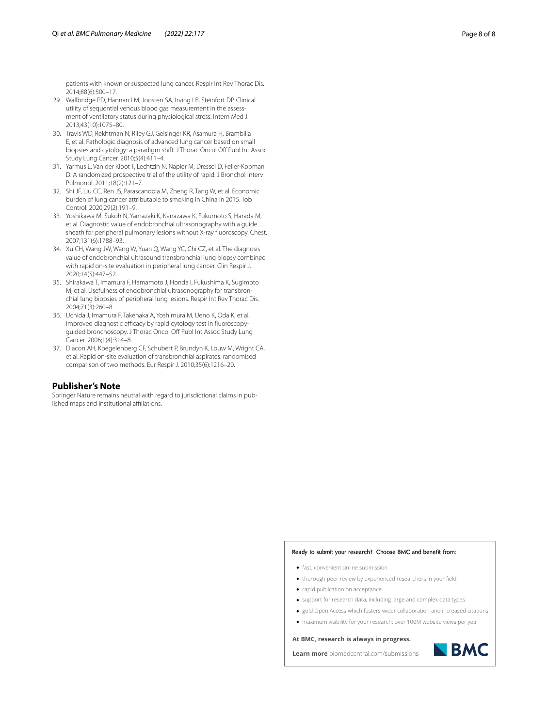patients with known or suspected lung cancer. Respir Int Rev Thorac Dis. 2014;88(6):500–17.

29. Wallbridge PD, Hannan LM, Joosten SA, Irving LB, Steinfort DP. Clinical utility of sequential venous blood gas measurement in the assessment of ventilatory status during physiological stress. Intern Med J. 2013;43(10):1075–80.
30. Travis WD, Rekhtman N, Riley GJ, Geisinger KR, Asamura H, Brambilla E, et al. Pathologic diagnosis of advanced lung cancer based on small biopsies and cytology: a paradigm shift. J Thorac Oncol Off Publ Int Assoc Study Lung Cancer. 2010;5(4):411–4.
31. Yarmus L, Van der Kloot T, Lechtzin N, Napier M, Dressel D, Feller-Kopman D. A randomized prospective trial of the utility of rapid. J Bronchol Interv Pulmonol. 2011;18(2):121–7.
32. Shi JF, Liu CC, Ren JS, Parascandola M, Zheng R, Tang W, et al. Economic burden of lung cancer attributable to smoking in China in 2015. Tob Control. 2020;29(2):191–9.
33. Yoshikawa M, Sukoh N, Yamazaki K, Kanazawa K, Fukumoto S, Harada M, et al. Diagnostic value of endobronchial ultrasonography with a guide sheath for peripheral pulmonary lesions without X-ray fluoroscopy. Chest. 2007;131(6):1788–93.
34. Xu CH, Wang JW, Wang W, Yuan Q, Wang YC, Chi CZ, et al. The diagnosis value of endobronchial ultrasound transbronchial lung biopsy combined with rapid on-site evaluation in peripheral lung cancer. Clin Respir J. 2020;14(5):447–52.
35. Shirakawa T, Imamura F, Hamamoto J, Honda I, Fukushima K, Sugimoto M, et al. Usefulness of endobronchial ultrasonography for transbronchial lung biopsies of peripheral lung lesions. Respir Int Rev Thorac Dis. 2004;71(3):260–8.
36. Uchida J, Imamura F, Takenaka A, Yoshimura M, Ueno K, Oda K, et al. Improved diagnostic efficacy by rapid cytology test in fluoroscopy-guided bronchoscopy. J Thorac Oncol Off Publ Int Assoc Study Lung Cancer. 2006;1(4):314–8.
37. Diacon AH, Koegelenberg CF, Schubert P, Brundyn K, Louw M, Wright CA, et al. Rapid on-site evaluation of transbronchial aspirates: randomised comparison of two methods. Eur Respir J. 2010;35(6):1216–20.

## Publisher's Note

Springer Nature remains neutral with regard to jurisdictional claims in published maps and institutional affiliations.

Ready to submit your research? Choose BMC and benefit from:

- fast, convenient online submission
- thorough peer review by experienced researchers in your field
- rapid publication on acceptance
- support for research data, including large and complex data types
- gold Open Access which fosters wider collaboration and increased citations
- maximum visibility for your research: over 100M website views per year

**At BMC, research is always in progress.**

**Learn more** biomedcentral.com/submissions